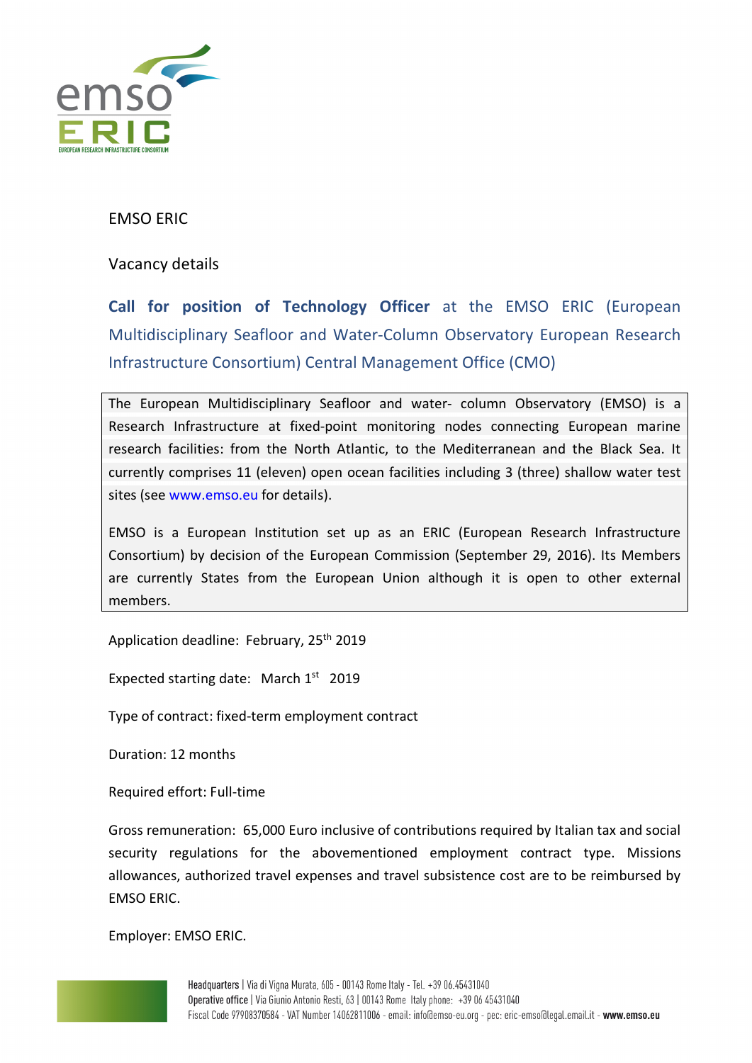EMSO ERIC

Vacancy details

## **Call for position of Technology Officer** at the EMSO ERIC (European Multidisciplinary Seafloor and Water-Column Observatory European Research Infrastructure Consortium) Central Management Office (CMO)

The European Multidisciplinary Seafloor and water- column Observatory (EMSO) is a Research Infrastructure at fixed-point monitoring nodes connecting European marine research facilities: from the North Atlantic, to the Mediterranean and the Black Sea. It currently comprises 11 (eleven) open ocean facilities including 3 (three) shallow water test sites (see www.emso.eu for details).

EMSO is a European Institution set up as an ERIC (European Research Infrastructure Consortium) by decision of the European Commission (September 29, 2016). Its Members are currently States from the European Union although it is open to other external members.

Application deadline: February, 25th 2019

Expected starting date: March 1st 2019

Type of contract: fixed-term employment contract

Duration: 12 months

Required effort: Full-time

Gross remuneration: 65,000 Euro inclusive of contributions required by Italian tax and social security regulations for the abovementioned employment contract type. Missions allowances, authorized travel expenses and travel subsistence cost are to be reimbursed by EMSO ERIC.

Employer: EMSO ERIC.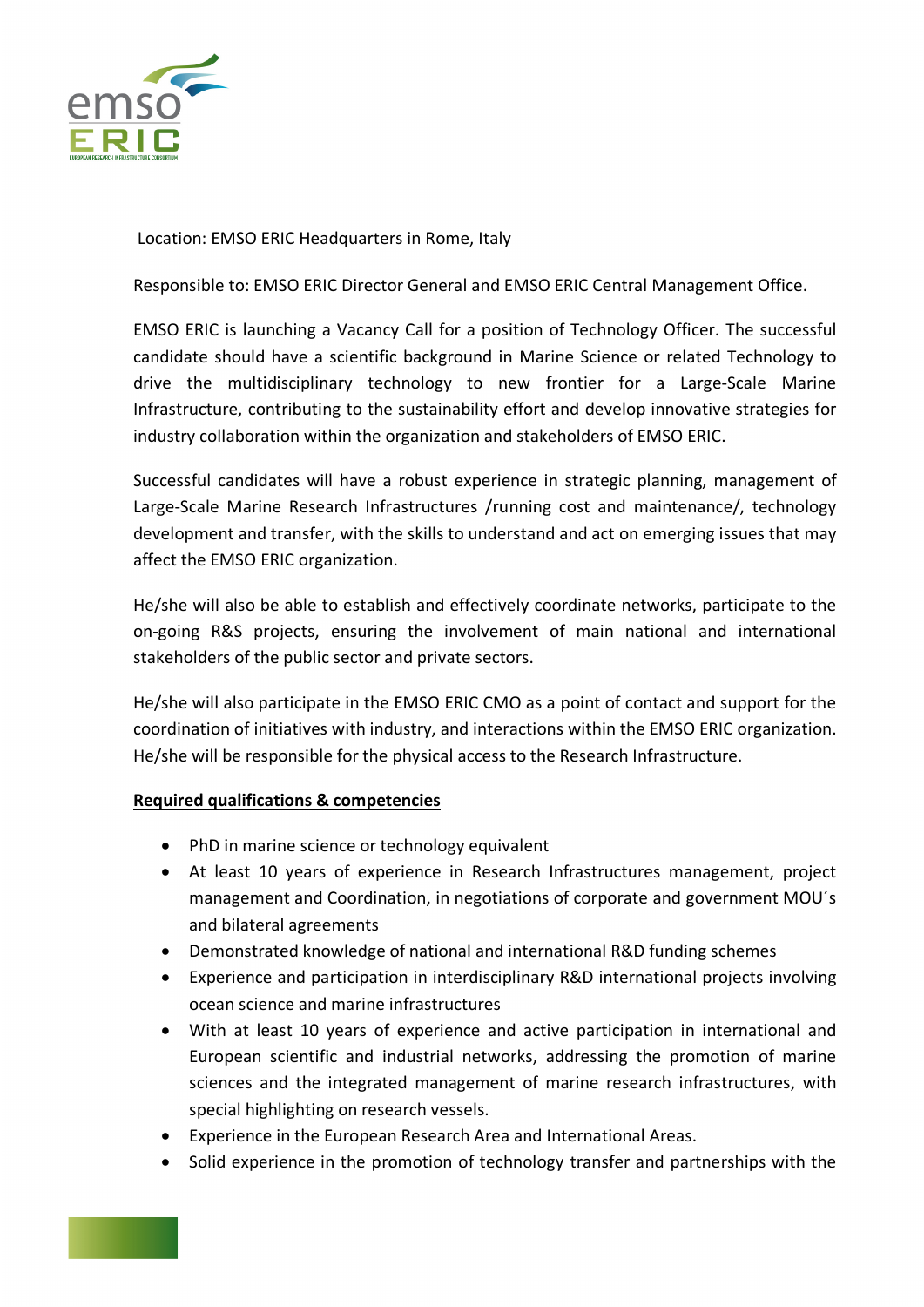Location: EMSO ERIC Headquarters in Rome, Italy

Responsible to: EMSO ERIC Director General and EMSO ERIC Central Management Office.

EMSO ERIC is launching a Vacancy Call for a position of Technology Officer. The successful candidate should have a scientific background in Marine Science or related Technology to drive the multidisciplinary technology to new frontier for a Large-Scale Marine Infrastructure, contributing to the sustainability effort and develop innovative strategies for industry collaboration within the organization and stakeholders of EMSO ERIC.

Successful candidates will have a robust experience in strategic planning, management of Large-Scale Marine Research Infrastructures /running cost and maintenance/, technology development and transfer, with the skills to understand and act on emerging issues that may affect the EMSO ERIC organization.

He/she will also be able to establish and effectively coordinate networks, participate to the on-going R&S projects, ensuring the involvement of main national and international stakeholders of the public sector and private sectors.

He/she will also participate in the EMSO ERIC CMO as a point of contact and support for the coordination of initiatives with industry, and interactions within the EMSO ERIC organization. He/she will be responsible for the physical access to the Research Infrastructure.

**Required qualifications & competencies**

- PhD in marine science or technology equivalent
- At least 10 years of experience in Research Infrastructures management, project management and Coordination, in negotiations of corporate and government MOU´s and bilateral agreements
- Demonstrated knowledge of national and international R&D funding schemes
- Experience and participation in interdisciplinary R&D international projects involving ocean science and marine infrastructures
- With at least 10 years of experience and active participation in international and European scientific and industrial networks, addressing the promotion of marine sciences and the integrated management of marine research infrastructures, with special highlighting on research vessels.
- Experience in the European Research Area and International Areas.
- Solid experience in the promotion of technology transfer and partnerships with the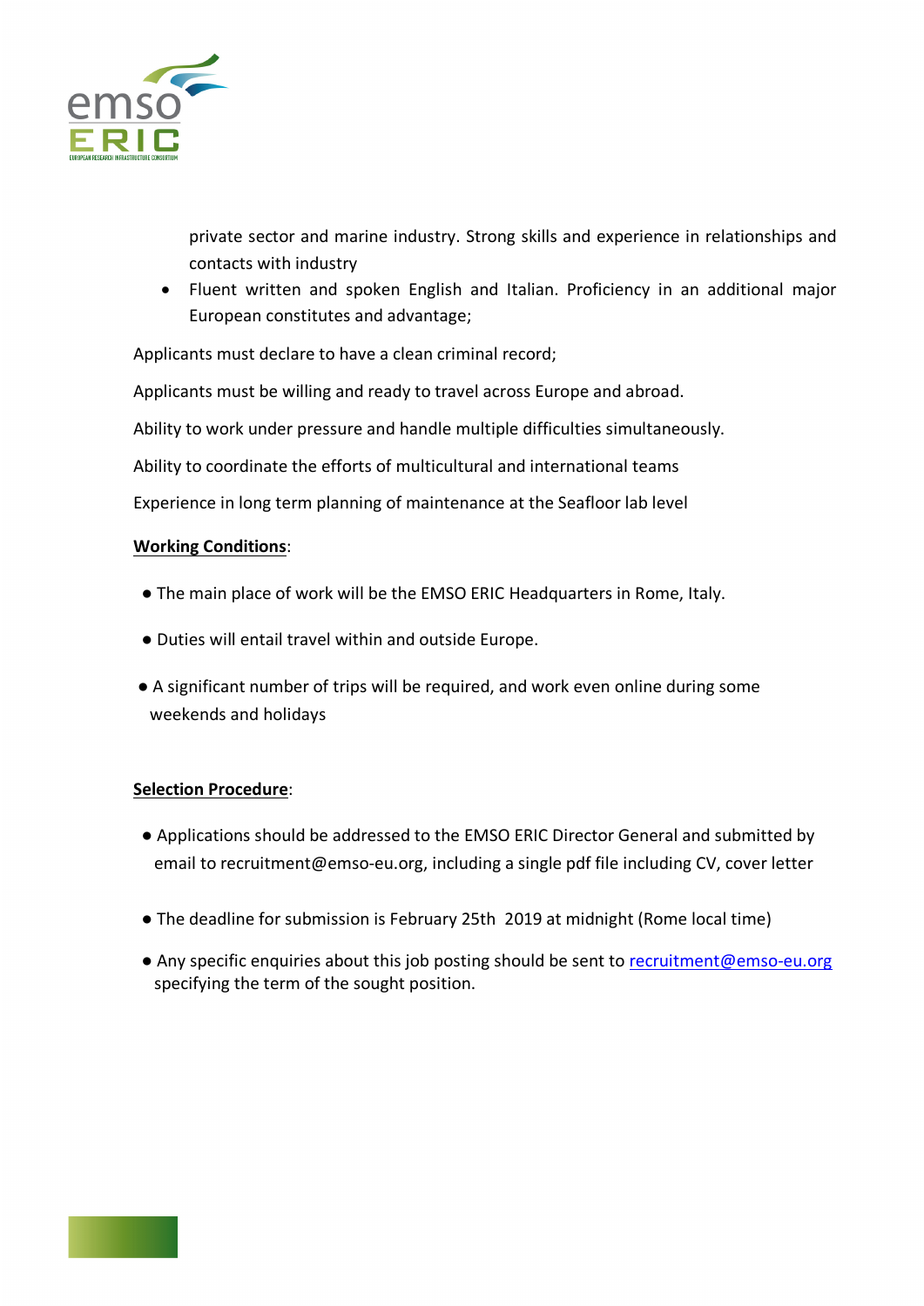private sector and marine industry. Strong skills and experience in relationships and contacts with industry

- Fluent written and spoken English and Italian. Proficiency in an additional major European constitutes and advantage;

Applicants must declare to have a clean criminal record;

Applicants must be willing and ready to travel across Europe and abroad.

Ability to work under pressure and handle multiple difficulties simultaneously.

Ability to coordinate the efforts of multicultural and international teams

Experience in long term planning of maintenance at the Seafloor lab level

**Working Conditions**:

- The main place of work will be the EMSO ERIC Headquarters in Rome, Italy.
- Duties will entail travel within and outside Europe.
- A significant number of trips will be required, and work even online during some weekends and holidays

**Selection Procedure**:

- Applications should be addressed to the EMSO ERIC Director General and submitted by email to recruitment@emso-eu.org, including a single pdf file including CV, cover letter
- The deadline for submission is February 25th 2019 at midnight (Rome local time)
- Any specific enquiries about this job posting should be sent to recruitment@emso-eu.org specifying the term of the sought position.